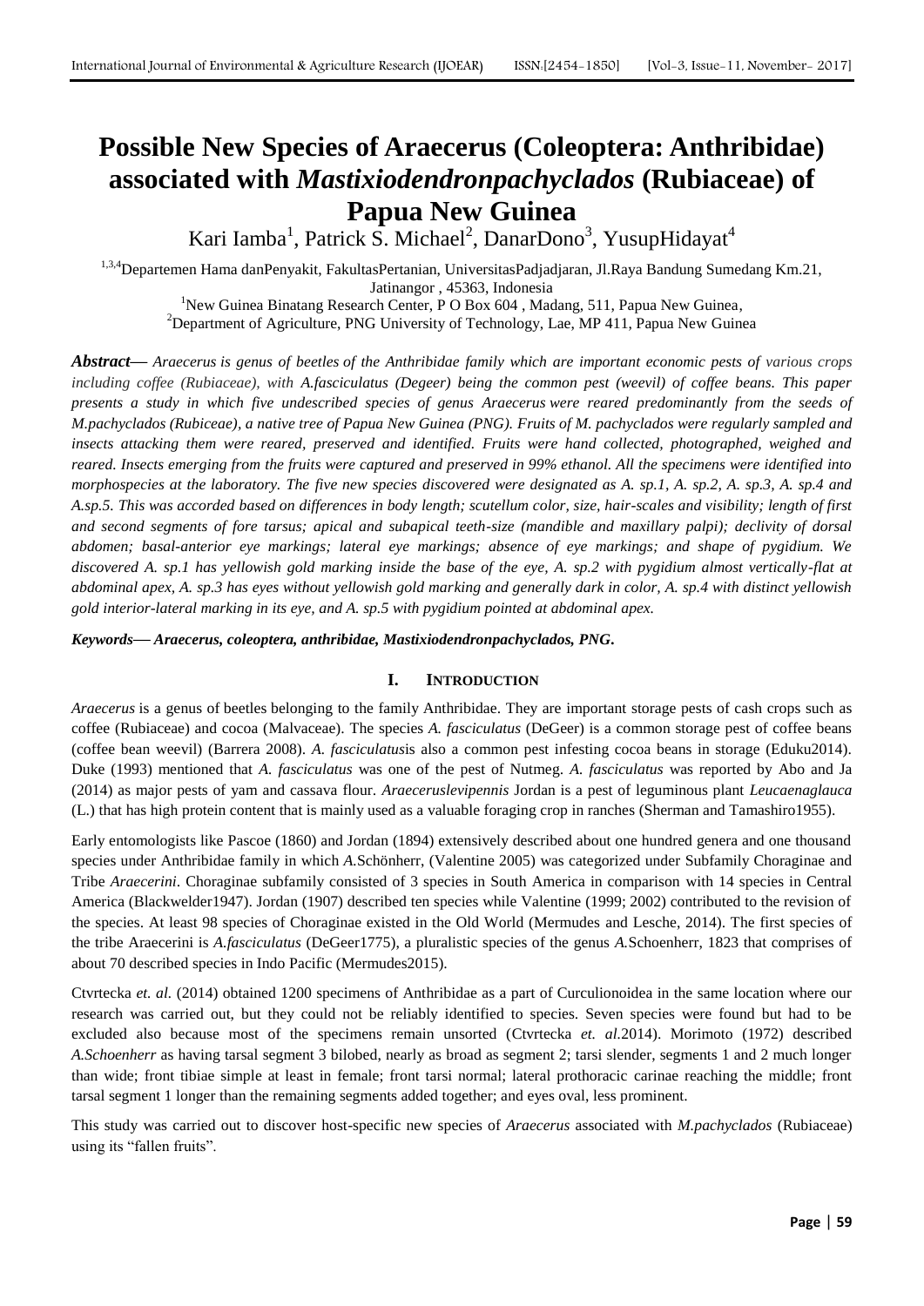# Possible New Species of Araecerus (Coleoptera: Anthribidae) associated with *Mastixiodendronpachyclados* (Rubiaceae) of Papua New Guinea

Kari Iamba[1], Patrick S. Michael[2], DanarDono[3], YusupHidayat[4]

[1,3,4]Departemen Hama danPenyakit, FakultasPertanian, UniversitasPadjadjaran, Jl.Raya Bandung Sumedang Km.21, Jatinangor , 45363, Indonesia

[1]New Guinea Binatang Research Center, P O Box 604 , Madang, 511, Papua New Guinea,

[2]Department of Agriculture, PNG University of Technology, Lae, MP 411, Papua New Guinea

***Abstract*— *Araecerus is genus of beetles of the Anthribidae family which are important economic pests of various crops including coffee (Rubiaceae), with A.fasciculatus (Degeer) being the common pest (weevil) of coffee beans. This paper presents a study in which five undescribed species of genus Araecerus were reared predominantly from the seeds of M.pachyclados (Rubiceae), a native tree of Papua New Guinea (PNG). Fruits of M. pachyclados were regularly sampled and insects attacking them were reared, preserved and identified. Fruits were hand collected, photographed, weighed and reared. Insects emerging from the fruits were captured and preserved in 99% ethanol. All the specimens were identified into morphospecies at the laboratory. The five new species discovered were designated as A. sp.1, A. sp.2, A. sp.3, A. sp.4 and A.sp.5. This was accorded based on differences in body length; scutellum color, size, hair-scales and visibility; length of first and second segments of fore tarsus; apical and subapical teeth-size (mandible and maxillary palpi); declivity of dorsal abdomen; basal-anterior eye markings; lateral eye markings; absence of eye markings; and shape of pygidium. We discovered A. sp.1 has yellowish gold marking inside the base of the eye, A. sp.2 with pygidium almost vertically-flat at abdominal apex, A. sp.3 has eyes without yellowish gold marking and generally dark in color, A. sp.4 with distinct yellowish gold interior-lateral marking in its eye, and A. sp.5 with pygidium pointed at abdominal apex.*

***Keywords*— *Araecerus, coleoptera, anthribidae, Mastixiodendronpachyclados, PNG.***

## I. INTRODUCTION

*Araecerus* is a genus of beetles belonging to the family Anthribidae. They are important storage pests of cash crops such as coffee (Rubiaceae) and cocoa (Malvaceae). The species *A. fasciculatus* (DeGeer) is a common storage pest of coffee beans (coffee bean weevil) (Barrera 2008). *A. fasciculatus*is also a common pest infesting cocoa beans in storage (Eduku2014). Duke (1993) mentioned that *A. fasciculatus* was one of the pest of Nutmeg. *A. fasciculatus* was reported by Abo and Ja (2014) as major pests of yam and cassava flour. *Araeceruslevipennis* Jordan is a pest of leguminous plant *Leucaenaglauca* (L.) that has high protein content that is mainly used as a valuable foraging crop in ranches (Sherman and Tamashiro1955).

Early entomologists like Pascoe (1860) and Jordan (1894) extensively described about one hundred genera and one thousand species under Anthribidae family in which *A.*Schönherr, (Valentine 2005) was categorized under Subfamily Choraginae and Tribe *Araecerini*. Choraginae subfamily consisted of 3 species in South America in comparison with 14 species in Central America (Blackwelder1947). Jordan (1907) described ten species while Valentine (1999; 2002) contributed to the revision of the species. At least 98 species of Choraginae existed in the Old World (Mermudes and Lesche, 2014). The first species of the tribe Araecerini is *A.fasciculatus* (DeGeer1775), a pluralistic species of the genus *A.*Schoenherr, 1823 that comprises of about 70 described species in Indo Pacific (Mermudes2015).

Ctvrtecka *et. al.* (2014) obtained 1200 specimens of Anthribidae as a part of Curculionoidea in the same location where our research was carried out, but they could not be reliably identified to species. Seven species were found but had to be excluded also because most of the specimens remain unsorted (Ctvrtecka *et. al.*2014). Morimoto (1972) described *A.Schoenherr* as having tarsal segment 3 bilobed, nearly as broad as segment 2; tarsi slender, segments 1 and 2 much longer than wide; front tibiae simple at least in female; front tarsi normal; lateral prothoracic carinae reaching the middle; front tarsal segment 1 longer than the remaining segments added together; and eyes oval, less prominent.

This study was carried out to discover host-specific new species of *Araecerus* associated with *M.pachyclados* (Rubiaceae) using its "fallen fruits".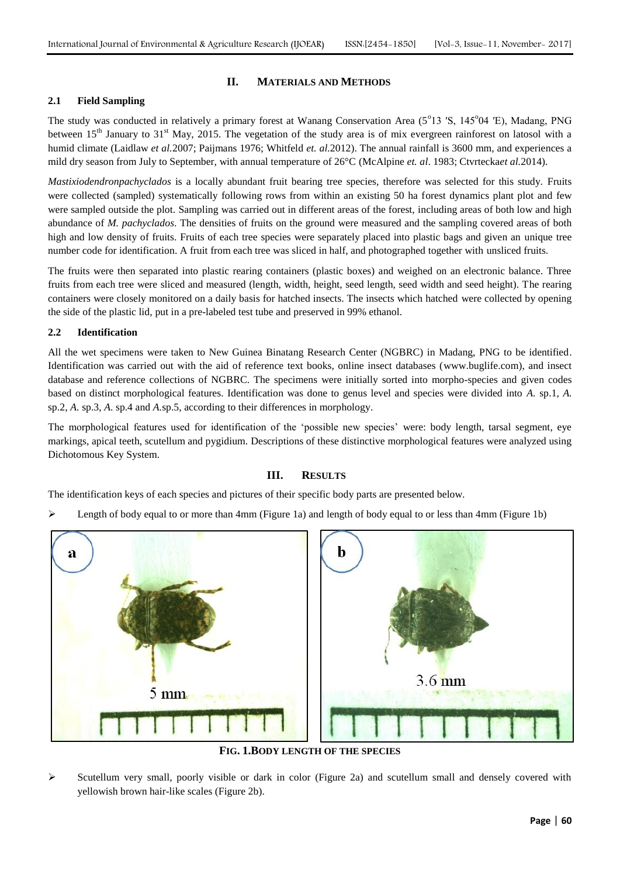## II. MATERIALS AND METHODS

### 2.1 Field Sampling

The study was conducted in relatively a primary forest at Wanang Conservation Area (5°13 ′S, 145°04 ′E), Madang, PNG between 15th January to 31st May, 2015. The vegetation of the study area is of mix evergreen rainforest on latosol with a humid climate (Laidlaw *et al.*2007; Paijmans 1976; Whitfeld *et. al.*2012). The annual rainfall is 3600 mm, and experiences a mild dry season from July to September, with annual temperature of 26°C (McAlpine *et. al*. 1983; Ctvrtecka*et al.*2014).

*Mastixiodendronpachyclados* is a locally abundant fruit bearing tree species, therefore was selected for this study. Fruits were collected (sampled) systematically following rows from within an existing 50 ha forest dynamics plant plot and few were sampled outside the plot. Sampling was carried out in different areas of the forest, including areas of both low and high abundance of *M. pachyclados*. The densities of fruits on the ground were measured and the sampling covered areas of both high and low density of fruits. Fruits of each tree species were separately placed into plastic bags and given an unique tree number code for identification. A fruit from each tree was sliced in half, and photographed together with unsliced fruits.

The fruits were then separated into plastic rearing containers (plastic boxes) and weighed on an electronic balance. Three fruits from each tree were sliced and measured (length, width, height, seed length, seed width and seed height). The rearing containers were closely monitored on a daily basis for hatched insects. The insects which hatched were collected by opening the side of the plastic lid, put in a pre-labeled test tube and preserved in 99% ethanol.

### 2.2 Identification

All the wet specimens were taken to New Guinea Binatang Research Center (NGBRC) in Madang, PNG to be identified. Identification was carried out with the aid of reference text books, online insect databases (www.buglife.com), and insect database and reference collections of NGBRC. The specimens were initially sorted into morpho-species and given codes based on distinct morphological features. Identification was done to genus level and species were divided into *A.* sp.1, *A.* sp.2, *A.* sp.3, *A.* sp.4 and *A.*sp.5, according to their differences in morphology.

The morphological features used for identification of the 'possible new species' were: body length, tarsal segment, eye markings, apical teeth, scutellum and pygidium. Descriptions of these distinctive morphological features were analyzed using Dichotomous Key System.

## III. RESULTS

The identification keys of each species and pictures of their specific body parts are presented below.

- Length of body equal to or more than 4mm (Figure 1a) and length of body equal to or less than 4mm (Figure 1b)

**FIG. 1.BODY LENGTH OF THE SPECIES**

- Scutellum very small, poorly visible or dark in color (Figure 2a) and scutellum small and densely covered with yellowish brown hair-like scales (Figure 2b).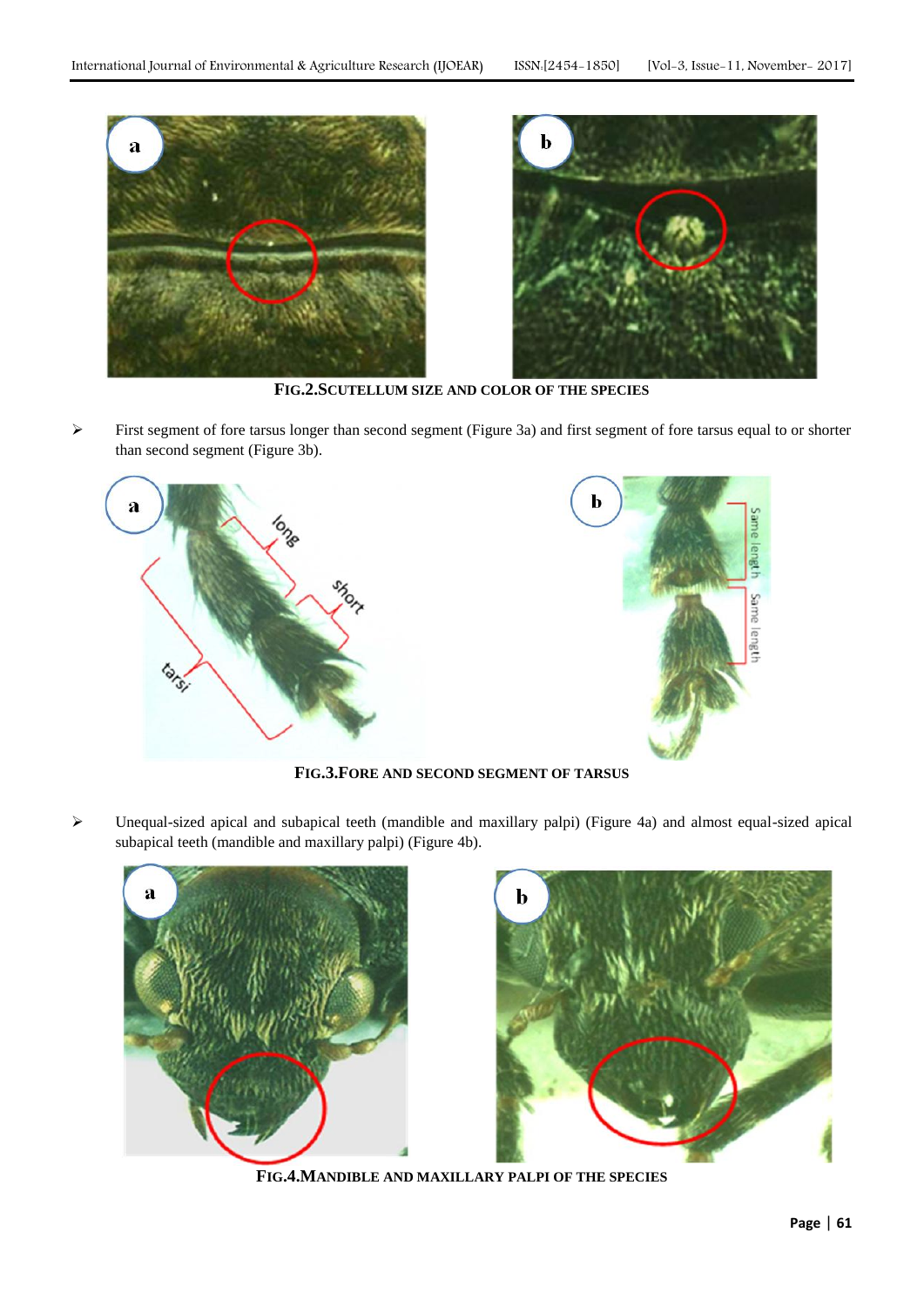**FIG.2.SCUTELLUM SIZE AND COLOR OF THE SPECIES**

- First segment of fore tarsus longer than second segment (Figure 3a) and first segment of fore tarsus equal to or shorter than second segment (Figure 3b).

**FIG.3.FORE AND SECOND SEGMENT OF TARSUS**

- Unequal-sized apical and subapical teeth (mandible and maxillary palpi) (Figure 4a) and almost equal-sized apical subapical teeth (mandible and maxillary palpi) (Figure 4b).

**FIG.4.MANDIBLE AND MAXILLARY PALPI OF THE SPECIES**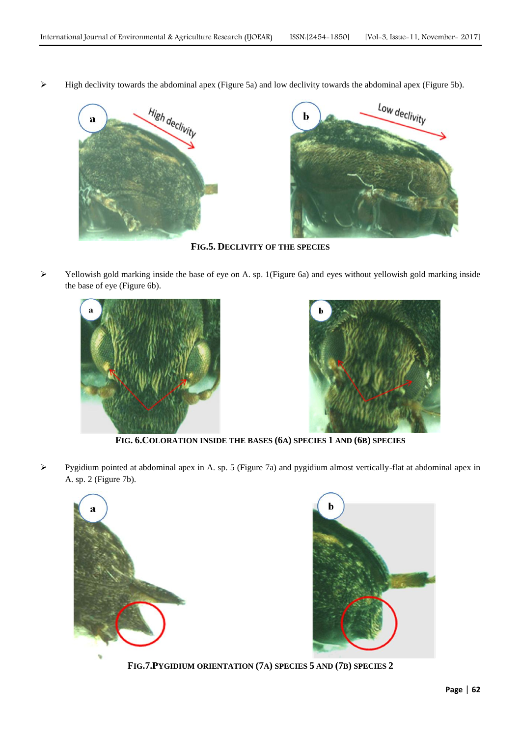- High declivity towards the abdominal apex (Figure 5a) and low declivity towards the abdominal apex (Figure 5b).

**FIG.5. DECLIVITY OF THE SPECIES**

- Yellowish gold marking inside the base of eye on A. sp. 1(Figure 6a) and eyes without yellowish gold marking inside the base of eye (Figure 6b).

**FIG. 6.COLORATION INSIDE THE BASES (6A) SPECIES 1 AND (6B) SPECIES**

- Pygidium pointed at abdominal apex in A. sp. 5 (Figure 7a) and pygidium almost vertically-flat at abdominal apex in A. sp. 2 (Figure 7b).

**FIG.7.PYGIDIUM ORIENTATION (7A) SPECIES 5 AND (7B) SPECIES 2**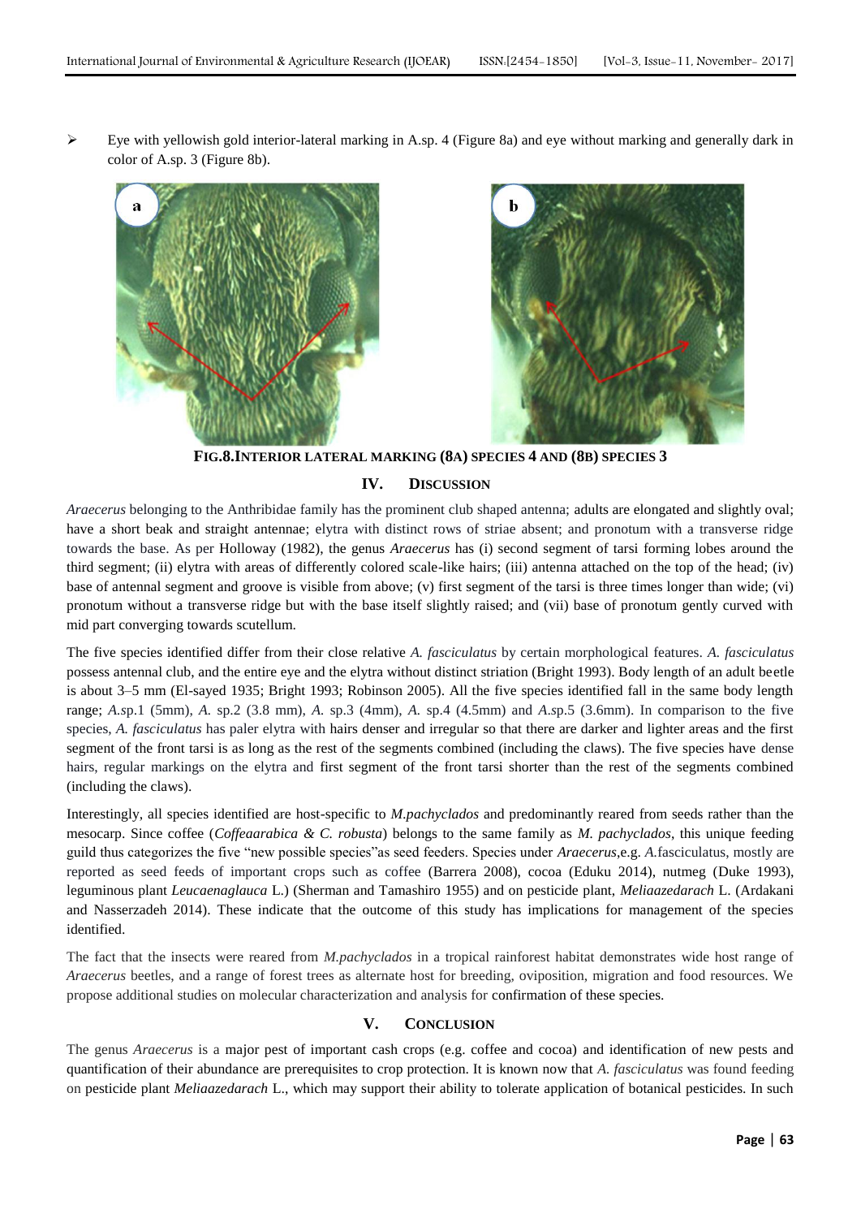- Eye with yellowish gold interior-lateral marking in A.sp. 4 (Figure 8a) and eye without marking and generally dark in color of A.sp. 3 (Figure 8b).

**FIG.8.INTERIOR LATERAL MARKING (8A) SPECIES 4 AND (8B) SPECIES 3**

## IV. DISCUSSION

*Araecerus* belonging to the Anthribidae family has the prominent club shaped antenna; adults are elongated and slightly oval; have a short beak and straight antennae; elytra with distinct rows of striae absent; and pronotum with a transverse ridge towards the base. As per Holloway (1982), the genus *Araecerus* has (i) second segment of tarsi forming lobes around the third segment; (ii) elytra with areas of differently colored scale-like hairs; (iii) antenna attached on the top of the head; (iv) base of antennal segment and groove is visible from above; (v) first segment of the tarsi is three times longer than wide; (vi) pronotum without a transverse ridge but with the base itself slightly raised; and (vii) base of pronotum gently curved with mid part converging towards scutellum.

The five species identified differ from their close relative *A. fasciculatus* by certain morphological features. *A. fasciculatus* possess antennal club, and the entire eye and the elytra without distinct striation (Bright 1993). Body length of an adult beetle is about 3–5 mm (El-sayed 1935; Bright 1993; Robinson 2005). All the five species identified fall in the same body length range; *A.*sp.1 (5mm), *A.* sp.2 (3.8 mm), *A.* sp.3 (4mm), *A.* sp.4 (4.5mm) and *A.*sp.5 (3.6mm). In comparison to the five species, *A. fasciculatus* has paler elytra with hairs denser and irregular so that there are darker and lighter areas and the first segment of the front tarsi is as long as the rest of the segments combined (including the claws). The five species have dense hairs, regular markings on the elytra and first segment of the front tarsi shorter than the rest of the segments combined (including the claws).

Interestingly, all species identified are host-specific to *M.pachyclados* and predominantly reared from seeds rather than the mesocarp. Since coffee (*Coffeaarabica & C. robusta*) belongs to the same family as *M. pachyclados*, this unique feeding guild thus categorizes the five "new possible species"as seed feeders. Species under *Araecerus*,e.g. *A.*fasciculatus, mostly are reported as seed feeds of important crops such as coffee (Barrera 2008), cocoa (Eduku 2014), nutmeg (Duke 1993), leguminous plant *Leucaenaglauca* L.) (Sherman and Tamashiro 1955) and on pesticide plant, *Meliaazedarach* L. (Ardakani and Nasserzadeh 2014). These indicate that the outcome of this study has implications for management of the species identified.

The fact that the insects were reared from *M.pachyclados* in a tropical rainforest habitat demonstrates wide host range of *Araecerus* beetles, and a range of forest trees as alternate host for breeding, oviposition, migration and food resources. We propose additional studies on molecular characterization and analysis for confirmation of these species.

## V. CONCLUSION

The genus *Araecerus* is a major pest of important cash crops (e.g. coffee and cocoa) and identification of new pests and quantification of their abundance are prerequisites to crop protection. It is known now that *A. fasciculatus* was found feeding on pesticide plant *Meliaazedarach* L., which may support their ability to tolerate application of botanical pesticides. In such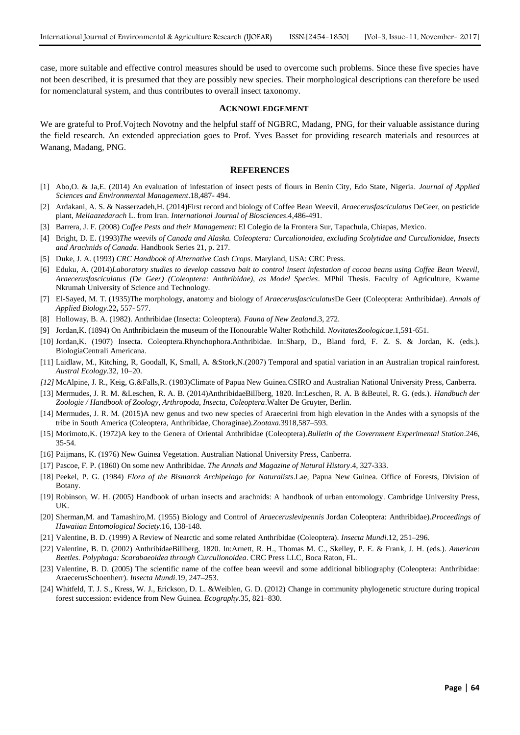case, more suitable and effective control measures should be used to overcome such problems. Since these five species have not been described, it is presumed that they are possibly new species. Their morphological descriptions can therefore be used for nomenclatural system, and thus contributes to overall insect taxonomy.

## ACKNOWLEDGEMENT

We are grateful to Prof.Vojtech Novotny and the helpful staff of NGBRC, Madang, PNG, for their valuable assistance during the field research. An extended appreciation goes to Prof. Yves Basset for providing research materials and resources at Wanang, Madang, PNG.

## REFERENCES

[1] Abo,O. & Ja,E. (2014) An evaluation of infestation of insect pests of flours in Benin City, Edo State, Nigeria. *Journal of Applied Sciences and Environmental Management*.18,487- 494.

[2] Ardakani, A. S. & Nasserzadeh,H. (2014)First record and biology of Coffee Bean Weevil, *Araecerusfasciculatus* DeGeer, on pesticide plant, *Meliaazedarach* L. from Iran. *International Journal of Biosciences*.4,486-491.

[3] Barrera, J. F. (2008) *Coffee Pests and their Management*: El Colegio de la Frontera Sur, Tapachula, Chiapas, Mexico.

[4] Bright, D. E. (1993)*The weevils of Canada and Alaska. Coleoptera: Curculionoidea, excluding Scolytidae and Curculionidae, Insects and Arachnids of Canada*. Handbook Series 21, p. 217.

[5] Duke, J. A. (1993) *CRC Handbook of Alternative Cash Crops*. Maryland, USA: CRC Press.

[6] Eduku, A. (2014)*Laboratory studies to develop cassava bait to control insect infestation of cocoa beans using Coffee Bean Weevil, Araecerusfasciculatus (De Geer) (Coleoptera: Anthribidae), as Model Species*. MPhil Thesis. Faculty of Agriculture, Kwame Nkrumah University of Science and Technology.

[7] El-Sayed, M. T. (1935)The morphology, anatomy and biology of *Araecerusfasciculatus*De Geer (Coleoptera: Anthribidae). *Annals of Applied Biology*.22**,** 557- 577.

[8] Holloway, B. A. (1982). Anthribidae (Insecta: Coleoptera). *Fauna of New Zealand*.3, 272.

[9] Jordan,K. (1894) On Anthribiclaein the museum of the Honourable Walter Rothchild. *NovitatesZoologicae*.1,591-651.

[10] Jordan,K. (1907) Insecta. Coleoptera.Rhynchophora.Anthribidae. In:Sharp, D., Bland ford, F. Z. S. & Jordan, K. (eds.). BiologiaCentrali Americana.

[11] Laidlaw, M., Kitching, R, Goodall, K, Small, A. &Stork,N.(2007) Temporal and spatial variation in an Australian tropical rainforest. *Austral Ecology*.32, 10–20.

*[12]* McAlpine, J. R., Keig, G.&Falls,R. (1983)Climate of Papua New Guinea.CSIRO and Australian National University Press, Canberra.

[13] Mermudes, J. R. M. &Leschen, R. A. B. (2014)AnthribidaeBillberg, 1820. In:Leschen, R. A. B &Beutel, R. G. (eds.). *Handbuch der Zoologie / Handbook of Zoology, Arthropoda, Insecta, Coleoptera*.Walter De Gruyter, Berlin.

[14] Mermudes, J. R. M. (2015)A new genus and two new species of Araecerini from high elevation in the Andes with a synopsis of the tribe in South America (Coleoptera, Anthribidae, Choraginae).*Zootaxa*.3918,587–593.

[15] Morimoto,K. (1972)A key to the Genera of Oriental Anthribidae (Coleoptera).*Bulletin of the Government Experimental Station*.246, 35-54.

[16] Paijmans, K. (1976) New Guinea Vegetation. Australian National University Press, Canberra.

[17] Pascoe, F. P. (1860) On some new Anthribidae. *The Annals and Magazine of Natural History*.4, 327-333.

[18] Peekel, P. G. (1984) *Flora of the Bismarck Archipelago for Naturalists*.Lae, Papua New Guinea. Office of Forests, Division of Botany.

[19] Robinson, W. H. (2005) Handbook of urban insects and arachnids: A handbook of urban entomology. Cambridge University Press, UK.

[20] Sherman,M. and Tamashiro,M. (1955) Biology and Control of *Araeceruslevipennis* Jordan Coleoptera: Anthribidae).*Proceedings of Hawaiian Entomological Society*.16, 138-148.

[21] Valentine, B. D. (1999) A Review of Nearctic and some related Anthribidae (Coleoptera). *Insecta Mundi*.12, 251–296.

[22] Valentine, B. D. (2002) AnthribidaeBillberg, 1820. In:Arnett, R. H., Thomas M. C., Skelley, P. E. & Frank, J. H. (eds.). *American Beetles. Polyphaga: Scarabaeoidea through Curculionoidea*. CRC Press LLC, Boca Raton, FL.

[23] Valentine, B. D. (2005) The scientific name of the coffee bean weevil and some additional bibliography (Coleoptera: Anthribidae: AraecerusSchoenherr). *Insecta Mundi*.19, 247–253.

[24] Whitfeld, T. J. S., Kress, W. J., Erickson, D. L. &Weiblen, G. D. (2012) Change in community phylogenetic structure during tropical forest succession: evidence from New Guinea. *Ecography*.35, 821–830.